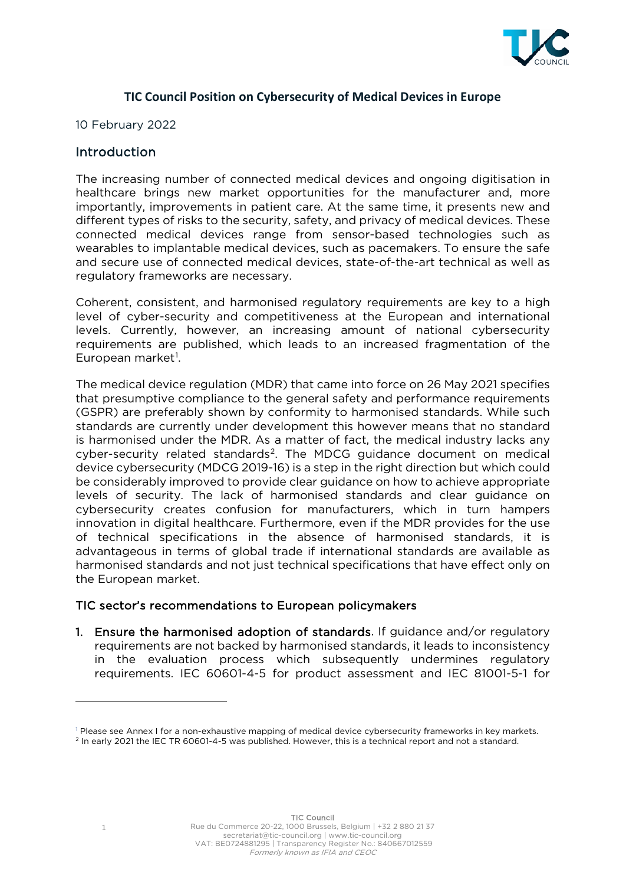# TIC Council Position on Cybersecurity of Medical Devices in Europe

10 February 2022

## Introduction

The increasing number of connected medical devices and ongoing digitisation in healthcare brings new market opportunities for the manufacturer and, more importantly, improvements in patient care. At the same time, it presents new and different types of risks to the security, safety, and privacy of medical devices. These connected medical devices range from sensor-based technologies such as wearables to implantable medical devices, such as pacemakers. To ensure the safe and secure use of connected medical devices, state-of-the-art technical as well as regulatory frameworks are necessary.

Coherent, consistent, and harmonised regulatory requirements are key to a high level of cyber-security and competitiveness at the European and international levels. Currently, however, an increasing amount of national cybersecurity requirements are published, which leads to an increased fragmentation of the European market[1].

The medical device regulation (MDR) that came into force on 26 May 2021 specifies that presumptive compliance to the general safety and performance requirements (GSPR) are preferably shown by conformity to harmonised standards. While such standards are currently under development this however means that no standard is harmonised under the MDR. As a matter of fact, the medical industry lacks any cyber-security related standards[2]. The MDCG guidance document on medical device cybersecurity (MDCG 2019-16) is a step in the right direction but which could be considerably improved to provide clear guidance on how to achieve appropriate levels of security. The lack of harmonised standards and clear guidance on cybersecurity creates confusion for manufacturers, which in turn hampers innovation in digital healthcare. Furthermore, even if the MDR provides for the use of technical specifications in the absence of harmonised standards, it is advantageous in terms of global trade if international standards are available as harmonised standards and not just technical specifications that have effect only on the European market.

### TIC sector's recommendations to European policymakers

1. **Ensure the harmonised adoption of standards**. If guidance and/or regulatory requirements are not backed by harmonised standards, it leads to inconsistency in the evaluation process which subsequently undermines regulatory requirements. IEC 60601-4-5 for product assessment and IEC 81001-5-1 for

[1] Please see Annex I for a non-exhaustive mapping of medical device cybersecurity frameworks in key markets.

[2] In early 2021 the IEC TR 60601-4-5 was published. However, this is a technical report and not a standard.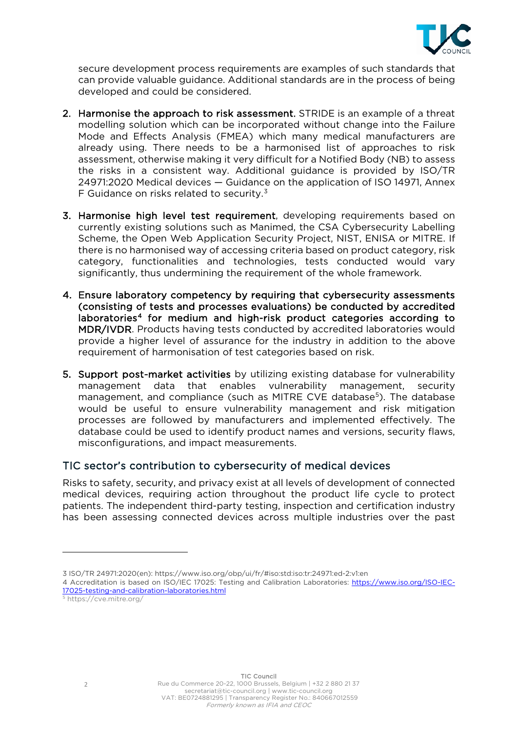secure development process requirements are examples of such standards that can provide valuable guidance. Additional standards are in the process of being developed and could be considered.

2. **Harmonise the approach to risk assessment.** STRIDE is an example of a threat modelling solution which can be incorporated without change into the Failure Mode and Effects Analysis (FMEA) which many medical manufacturers are already using. There needs to be a harmonised list of approaches to risk assessment, otherwise making it very difficult for a Notified Body (NB) to assess the risks in a consistent way. Additional guidance is provided by ISO/TR 24971:2020 Medical devices — Guidance on the application of ISO 14971, Annex F Guidance on risks related to security.[3]

3. **Harmonise high level test requirement**, developing requirements based on currently existing solutions such as Manimed, the CSA Cybersecurity Labelling Scheme, the Open Web Application Security Project, NIST, ENISA or MITRE. If there is no harmonised way of accessing criteria based on product category, risk category, functionalities and technologies, tests conducted would vary significantly, thus undermining the requirement of the whole framework.

4. **Ensure laboratory competency by requiring that cybersecurity assessments (consisting of tests and processes evaluations) be conducted by accredited laboratories[4] for medium and high-risk product categories according to MDR/IVDR**. Products having tests conducted by accredited laboratories would provide a higher level of assurance for the industry in addition to the above requirement of harmonisation of test categories based on risk.

5. **Support post-market activities** by utilizing existing database for vulnerability management data that enables vulnerability management, security management, and compliance (such as MITRE CVE database[5]). The database would be useful to ensure vulnerability management and risk mitigation processes are followed by manufacturers and implemented effectively. The database could be used to identify product names and versions, security flaws, misconfigurations, and impact measurements.

## TIC sector's contribution to cybersecurity of medical devices

Risks to safety, security, and privacy exist at all levels of development of connected medical devices, requiring action throughout the product life cycle to protect patients. The independent third-party testing, inspection and certification industry has been assessing connected devices across multiple industries over the past

---

3 ISO/TR 24971:2020(en): https://www.iso.org/obp/ui/fr/#iso:std:iso:tr:24971:ed-2:v1:en

4 Accreditation is based on ISO/IEC 17025: Testing and Calibration Laboratories: https://www.iso.org/ISO-IEC-17025-testing-and-calibration-laboratories.html

5 https://cve.mitre.org/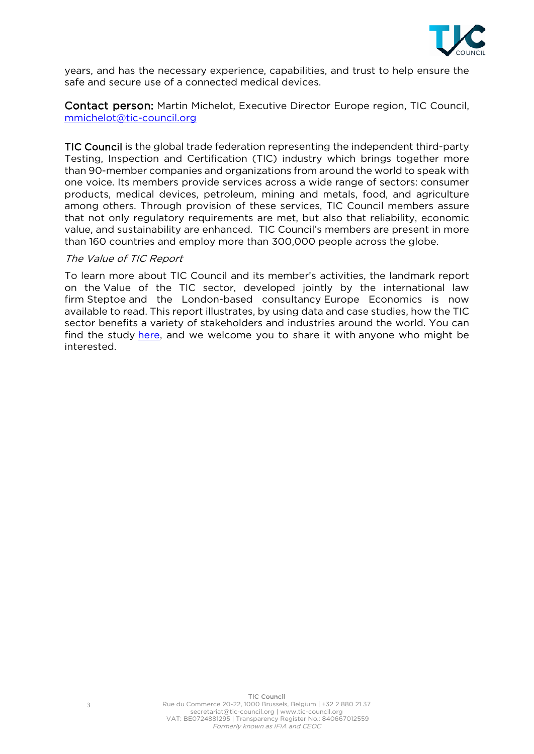years, and has the necessary experience, capabilities, and trust to help ensure the safe and secure use of a connected medical devices.

**Contact person:** Martin Michelot, Executive Director Europe region, TIC Council, [mmichelot@tic-council.org](mailto:mmichelot@tic-council.org)

**TIC Council** is the global trade federation representing the independent third-party Testing, Inspection and Certification (TIC) industry which brings together more than 90-member companies and organizations from around the world to speak with one voice. Its members provide services across a wide range of sectors: consumer products, medical devices, petroleum, mining and metals, food, and agriculture among others. Through provision of these services, TIC Council members assure that not only regulatory requirements are met, but also that reliability, economic value, and sustainability are enhanced. TIC Council's members are present in more than 160 countries and employ more than 300,000 people across the globe.

*The Value of TIC Report*

To learn more about TIC Council and its member's activities, the landmark report on the Value of the TIC sector, developed jointly by the international law firm Steptoe and the London-based consultancy Europe Economics is now available to read. This report illustrates, by using data and case studies, how the TIC sector benefits a variety of stakeholders and industries around the world. You can find the study here, and we welcome you to share it with anyone who might be interested.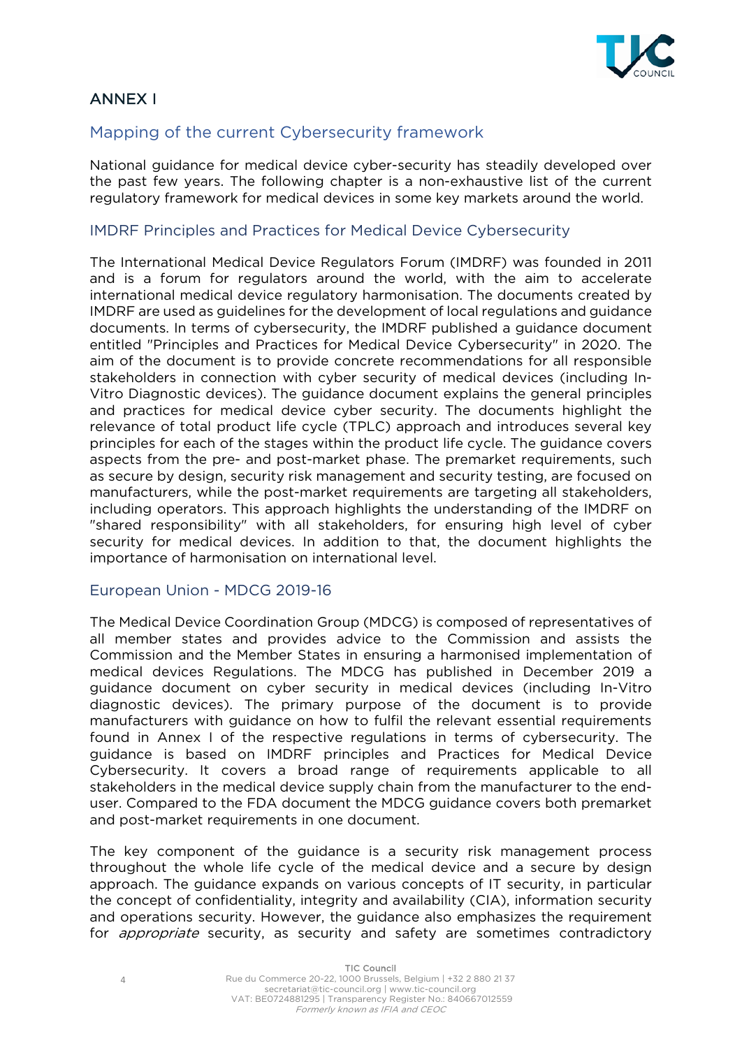# ANNEX I

## Mapping of the current Cybersecurity framework

National guidance for medical device cyber-security has steadily developed over the past few years. The following chapter is a non-exhaustive list of the current regulatory framework for medical devices in some key markets around the world.

### IMDRF Principles and Practices for Medical Device Cybersecurity

The International Medical Device Regulators Forum (IMDRF) was founded in 2011 and is a forum for regulators around the world, with the aim to accelerate international medical device regulatory harmonisation. The documents created by IMDRF are used as guidelines for the development of local regulations and guidance documents. In terms of cybersecurity, the IMDRF published a guidance document entitled "Principles and Practices for Medical Device Cybersecurity" in 2020. The aim of the document is to provide concrete recommendations for all responsible stakeholders in connection with cyber security of medical devices (including In-Vitro Diagnostic devices). The guidance document explains the general principles and practices for medical device cyber security. The documents highlight the relevance of total product life cycle (TPLC) approach and introduces several key principles for each of the stages within the product life cycle. The guidance covers aspects from the pre- and post-market phase. The premarket requirements, such as secure by design, security risk management and security testing, are focused on manufacturers, while the post-market requirements are targeting all stakeholders, including operators. This approach highlights the understanding of the IMDRF on "shared responsibility" with all stakeholders, for ensuring high level of cyber security for medical devices. In addition to that, the document highlights the importance of harmonisation on international level.

### European Union - MDCG 2019-16

The Medical Device Coordination Group (MDCG) is composed of representatives of all member states and provides advice to the Commission and assists the Commission and the Member States in ensuring a harmonised implementation of medical devices Regulations. The MDCG has published in December 2019 a guidance document on cyber security in medical devices (including In-Vitro diagnostic devices). The primary purpose of the document is to provide manufacturers with guidance on how to fulfil the relevant essential requirements found in Annex I of the respective regulations in terms of cybersecurity. The guidance is based on IMDRF principles and Practices for Medical Device Cybersecurity. It covers a broad range of requirements applicable to all stakeholders in the medical device supply chain from the manufacturer to the end-user. Compared to the FDA document the MDCG guidance covers both premarket and post-market requirements in one document.

The key component of the guidance is a security risk management process throughout the whole life cycle of the medical device and a secure by design approach. The guidance expands on various concepts of IT security, in particular the concept of confidentiality, integrity and availability (CIA), information security and operations security. However, the guidance also emphasizes the requirement for *appropriate* security, as security and safety are sometimes contradictory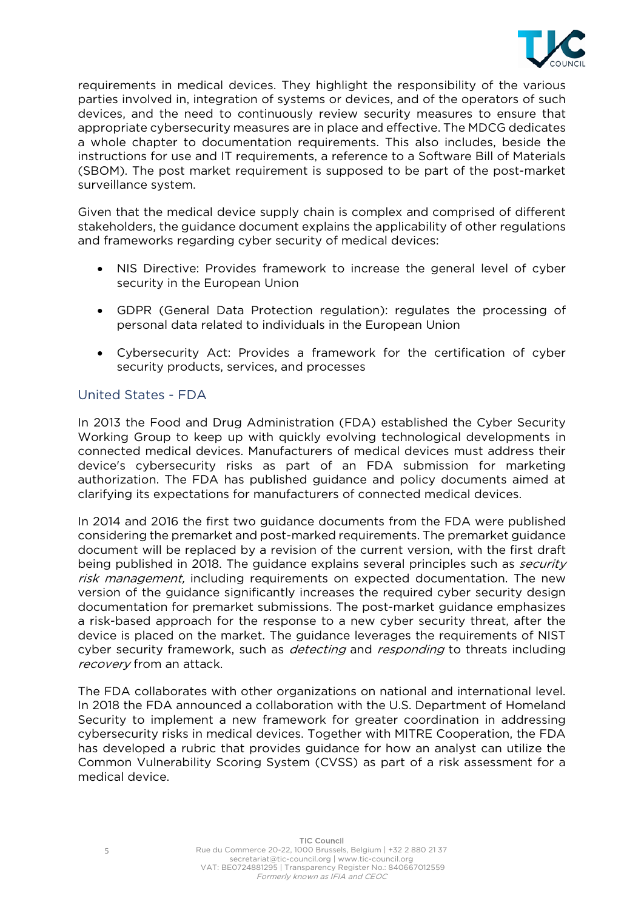requirements in medical devices. They highlight the responsibility of the various parties involved in, integration of systems or devices, and of the operators of such devices, and the need to continuously review security measures to ensure that appropriate cybersecurity measures are in place and effective. The MDCG dedicates a whole chapter to documentation requirements. This also includes, beside the instructions for use and IT requirements, a reference to a Software Bill of Materials (SBOM). The post market requirement is supposed to be part of the post-market surveillance system.

Given that the medical device supply chain is complex and comprised of different stakeholders, the guidance document explains the applicability of other regulations and frameworks regarding cyber security of medical devices:

- NIS Directive: Provides framework to increase the general level of cyber security in the European Union
- GDPR (General Data Protection regulation): regulates the processing of personal data related to individuals in the European Union
- Cybersecurity Act: Provides a framework for the certification of cyber security products, services, and processes

## United States - FDA

In 2013 the Food and Drug Administration (FDA) established the Cyber Security Working Group to keep up with quickly evolving technological developments in connected medical devices. Manufacturers of medical devices must address their device's cybersecurity risks as part of an FDA submission for marketing authorization. The FDA has published guidance and policy documents aimed at clarifying its expectations for manufacturers of connected medical devices.

In 2014 and 2016 the first two guidance documents from the FDA were published considering the premarket and post-marked requirements. The premarket guidance document will be replaced by a revision of the current version, with the first draft being published in 2018. The guidance explains several principles such as *security risk management,* including requirements on expected documentation. The new version of the guidance significantly increases the required cyber security design documentation for premarket submissions. The post-market guidance emphasizes a risk-based approach for the response to a new cyber security threat, after the device is placed on the market. The guidance leverages the requirements of NIST cyber security framework, such as *detecting* and *responding* to threats including *recovery* from an attack.

The FDA collaborates with other organizations on national and international level. In 2018 the FDA announced a collaboration with the U.S. Department of Homeland Security to implement a new framework for greater coordination in addressing cybersecurity risks in medical devices. Together with MITRE Cooperation, the FDA has developed a rubric that provides guidance for how an analyst can utilize the Common Vulnerability Scoring System (CVSS) as part of a risk assessment for a medical device.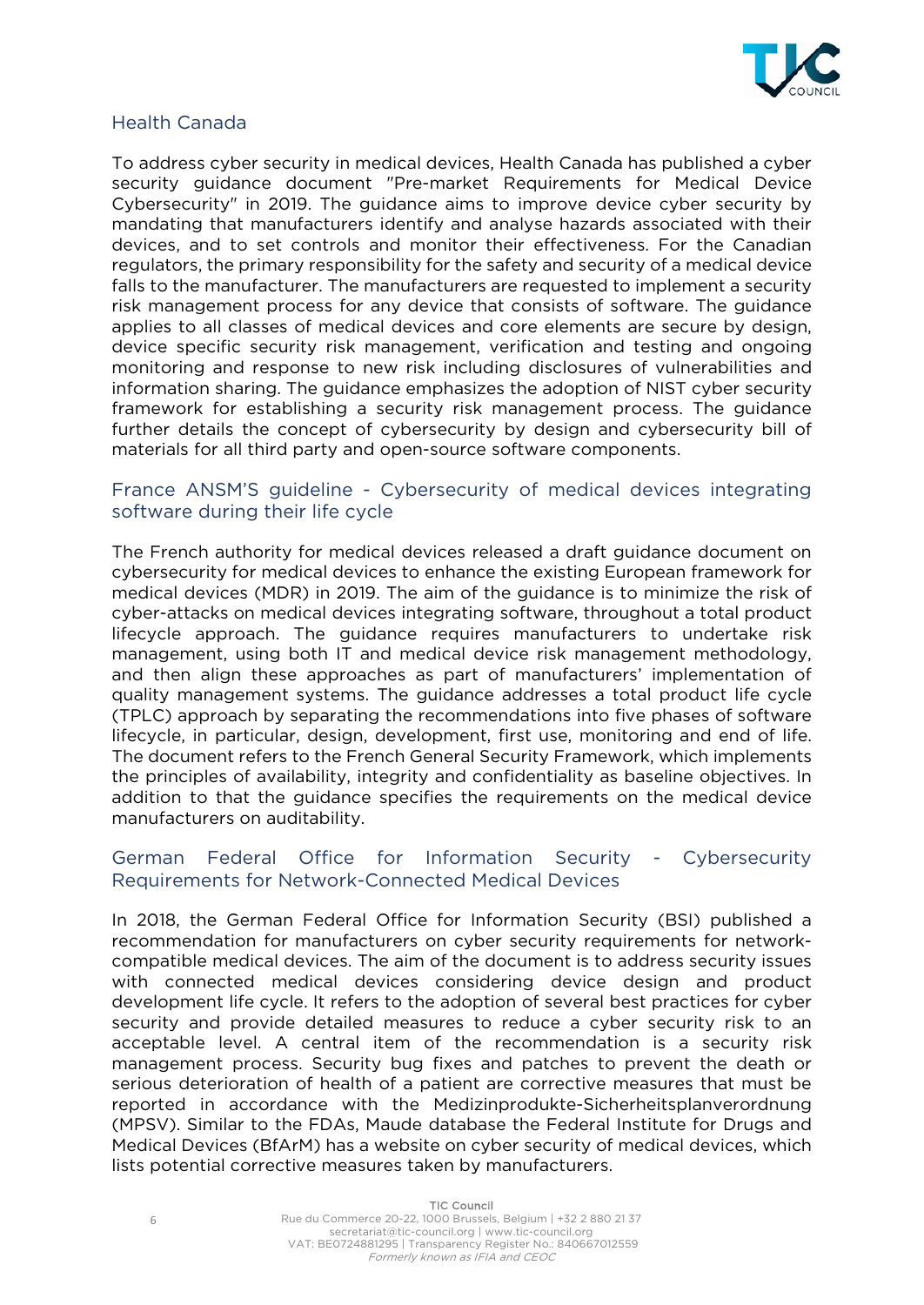## Health Canada

To address cyber security in medical devices, Health Canada has published a cyber security guidance document "Pre-market Requirements for Medical Device Cybersecurity" in 2019. The guidance aims to improve device cyber security by mandating that manufacturers identify and analyse hazards associated with their devices, and to set controls and monitor their effectiveness. For the Canadian regulators, the primary responsibility for the safety and security of a medical device falls to the manufacturer. The manufacturers are requested to implement a security risk management process for any device that consists of software. The guidance applies to all classes of medical devices and core elements are secure by design, device specific security risk management, verification and testing and ongoing monitoring and response to new risk including disclosures of vulnerabilities and information sharing. The guidance emphasizes the adoption of NIST cyber security framework for establishing a security risk management process. The guidance further details the concept of cybersecurity by design and cybersecurity bill of materials for all third party and open-source software components.

## France ANSM'S guideline - Cybersecurity of medical devices integrating software during their life cycle

The French authority for medical devices released a draft guidance document on cybersecurity for medical devices to enhance the existing European framework for medical devices (MDR) in 2019. The aim of the guidance is to minimize the risk of cyber-attacks on medical devices integrating software, throughout a total product lifecycle approach. The guidance requires manufacturers to undertake risk management, using both IT and medical device risk management methodology, and then align these approaches as part of manufacturers' implementation of quality management systems. The guidance addresses a total product life cycle (TPLC) approach by separating the recommendations into five phases of software lifecycle, in particular, design, development, first use, monitoring and end of life. The document refers to the French General Security Framework, which implements the principles of availability, integrity and confidentiality as baseline objectives. In addition to that the guidance specifies the requirements on the medical device manufacturers on auditability.

## German Federal Office for Information Security - Cybersecurity Requirements for Network-Connected Medical Devices

In 2018, the German Federal Office for Information Security (BSI) published a recommendation for manufacturers on cyber security requirements for network-compatible medical devices. The aim of the document is to address security issues with connected medical devices considering device design and product development life cycle. It refers to the adoption of several best practices for cyber security and provide detailed measures to reduce a cyber security risk to an acceptable level. A central item of the recommendation is a security risk management process. Security bug fixes and patches to prevent the death or serious deterioration of health of a patient are corrective measures that must be reported in accordance with the Medizinprodukte-Sicherheitsplanverordnung (MPSV). Similar to the FDAs, Maude database the Federal Institute for Drugs and Medical Devices (BfArM) has a website on cyber security of medical devices, which lists potential corrective measures taken by manufacturers.